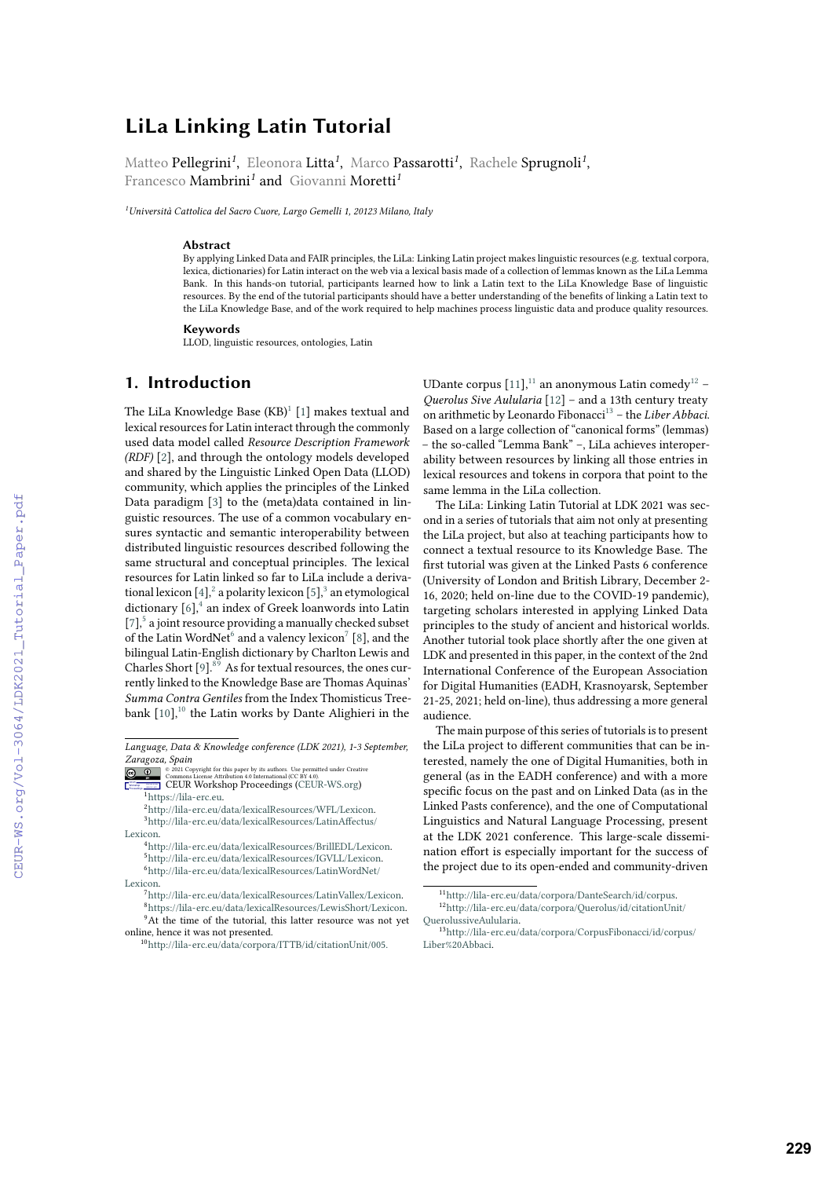# LiLa Linking Latin Tutorial

Matteo Pellegrini[1], Eleonora Litta[1], Marco Passarotti[1], Rachele Sprugnoli[1], Francesco Mambrini[1] and Giovanni Moretti[1]

[1]*Università Cattolica del Sacro Cuore, Largo Gemelli 1, 20123 Milano, Italy*

### Abstract

By applying Linked Data and FAIR principles, the LiLa: Linking Latin project makes linguistic resources (e.g. textual corpora, lexica, dictionaries) for Latin interact on the web via a lexical basis made of a collection of lemmas known as the LiLa Lemma Bank. In this hands-on tutorial, participants learned how to link a Latin text to the LiLa Knowledge Base of linguistic resources. By the end of the tutorial participants should have a better understanding of the benefits of linking a Latin text to the LiLa Knowledge Base, and of the work required to help machines process linguistic data and produce quality resources.

### Keywords

LLOD, linguistic resources, ontologies, Latin

## 1. Introduction

The LiLa Knowledge Base (KB)[1] [1] makes textual and lexical resources for Latin interact through the commonly used data model called *Resource Description Framework (RDF)* [2], and through the ontology models developed and shared by the Linguistic Linked Open Data (LLOD) community, which applies the principles of the Linked Data paradigm [3] to the (meta)data contained in linguistic resources. The use of a common vocabulary ensures syntactic and semantic interoperability between distributed linguistic resources described following the same structural and conceptual principles. The lexical resources for Latin linked so far to LiLa include a derivational lexicon [4],[2] a polarity lexicon [5],[3] an etymological dictionary [6],[4] an index of Greek loanwords into Latin [7],[5] a joint resource providing a manually checked subset of the Latin WordNet[6] and a valency lexicon[7] [8], and the bilingual Latin-English dictionary by Charlton Lewis and Charles Short [9].[8][9] As for textual resources, the ones currently linked to the Knowledge Base are Thomas Aquinas' *Summa Contra Gentiles* from the Index Thomisticus Treebank [10],[10] the Latin works by Dante Alighieri in the UDante corpus [11],[11] an anonymous Latin comedy[12] – *Querolus Sive Aulularia* [12] – and a 13th century treaty on arithmetic by Leonardo Fibonacci[13] – the *Liber Abbaci*. Based on a large collection of "canonical forms" (lemmas) – the so-called "Lemma Bank" –, LiLa achieves interoperability between resources by linking all those entries in lexical resources and tokens in corpora that point to the same lemma in the LiLa collection.

The LiLa: Linking Latin Tutorial at LDK 2021 was second in a series of tutorials that aim not only at presenting the LiLa project, but also at teaching participants how to connect a textual resource to its Knowledge Base. The first tutorial was given at the Linked Pasts 6 conference (University of London and British Library, December 2-16, 2020; held on-line due to the COVID-19 pandemic), targeting scholars interested in applying Linked Data principles to the study of ancient and historical worlds. Another tutorial took place shortly after the one given at LDK and presented in this paper, in the context of the 2nd International Conference of the European Association for Digital Humanities (EADH, Krasnoyarsk, September 21-25, 2021; held on-line), thus addressing a more general audience.

The main purpose of this series of tutorials is to present the LiLa project to different communities that can be interested, namely the one of Digital Humanities, both in general (as in the EADH conference) and with a more specific focus on the past and on Linked Data (as in the Linked Pasts conference), and the one of Computational Linguistics and Natural Language Processing, present at the LDK 2021 conference. This large-scale dissemination effort is especially important for the success of the project due to its open-ended and community-driven

---

*Language, Data & Knowledge conference (LDK 2021), 1-3 September, Zaragoza, Spain*

© 2021 Copyright for this paper by its authors. Use permitted under Creative Commons License Attribution 4.0 International (CC BY 4.0).
CEUR Workshop Proceedings (CEUR-WS.org)

[1] https://lila-erc.eu.
[2] http://lila-erc.eu/data/lexicalResources/WFL/Lexicon.
[3] http://lila-erc.eu/data/lexicalResources/LatinAffectus/Lexicon.
[4] http://lila-erc.eu/data/lexicalResources/BrillEDL/Lexicon.
[5] http://lila-erc.eu/data/lexicalResources/IGVLL/Lexicon.
[6] http://lila-erc.eu/data/lexicalResources/LatinWordNet/Lexicon.
[7] http://lila-erc.eu/data/lexicalResources/LatinVallex/Lexicon.
[8] https://lila-erc.eu/data/lexicalResources/LewisShort/Lexicon.
[9] At the time of the tutorial, this latter resource was not yet online, hence it was not presented.
[10] http://lila-erc.eu/data/corpora/ITTB/id/citationUnit/005.
[11] http://lila-erc.eu/data/corpora/DanteSearch/id/corpus.
[12] http://lila-erc.eu/data/corpora/Querolus/id/citationUnit/QuerolussiveAulularia.
[13] http://lila-erc.eu/data/corpora/CorpusFibonacci/id/corpus/Liber%20Abbaci.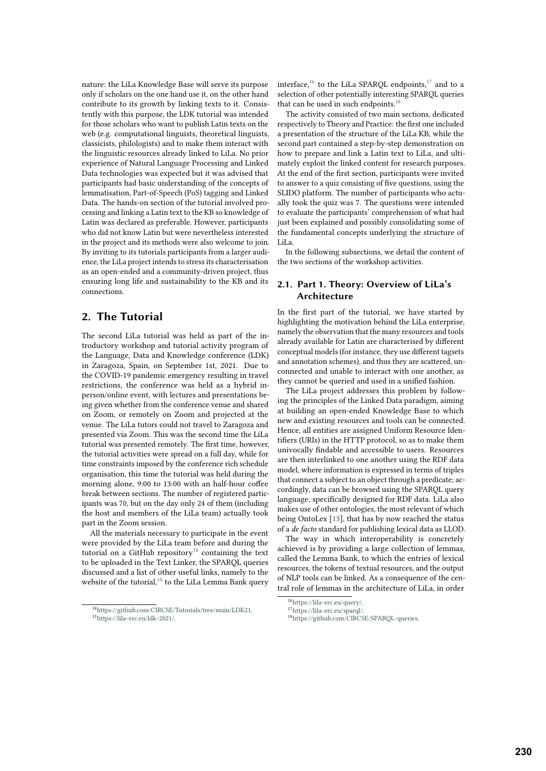nature: the LiLa Knowledge Base will serve its purpose only if scholars on the one hand use it, on the other hand contribute to its growth by linking texts to it. Consistently with this purpose, the LDK tutorial was intended for those scholars who want to publish Latin texts on the web (e.g. computational linguists, theoretical linguists, classicists, philologists) and to make them interact with the linguistic resources already linked to LiLa. No prior experience of Natural Language Processing and Linked Data technologies was expected but it was advised that participants had basic understanding of the concepts of lemmatisation, Part-of-Speech (PoS) tagging and Linked Data. The hands-on section of the tutorial involved processing and linking a Latin text to the KB so knowledge of Latin was declared as preferable. However, participants who did not know Latin but were nevertheless interested in the project and its methods were also welcome to join. By inviting to its tutorials participants from a larger audience, the LiLa project intends to stress its characterisation as an open-ended and a community-driven project, thus ensuring long life and sustainability to the KB and its connections.

## 2. The Tutorial

The second LiLa tutorial was held as part of the introductory workshop and tutorial activity program of the Language, Data and Knowledge conference (LDK) in Zaragoza, Spain, on September 1st, 2021. Due to the COVID-19 pandemic emergency resulting in travel restrictions, the conference was held as a hybrid in-person/online event, with lectures and presentations being given whether from the conference venue and shared on Zoom, or remotely on Zoom and projected at the venue. The LiLa tutors could not travel to Zaragoza and presented via Zoom. This was the second time the LiLa tutorial was presented remotely. The first time, however, the tutorial activities were spread on a full day, while for time constraints imposed by the conference rich schedule organisation, this time the tutorial was held during the morning alone, 9:00 to 13:00 with an half-hour coffee break between sections. The number of registered participants was 70, but on the day only 24 of them (including the host and members of the LiLa team) actually took part in the Zoom session.

All the materials necessary to participate in the event were provided by the LiLa team before and during the tutorial on a GitHub repository[14] containing the text to be uploaded in the Text Linker, the SPARQL queries discussed and a list of other useful links, namely to the website of the tutorial,[15] to the LiLa Lemma Bank query interface,[16] to the LiLa SPARQL endpoints,[17] and to a selection of other potentially interesting SPARQL queries that can be used in such endpoints.[18]

The activity consisted of two main sections, dedicated respectively to Theory and Practice: the first one included a presentation of the structure of the LiLa KB, while the second part contained a step-by-step demonstration on how to prepare and link a Latin text to LiLa, and ultimately exploit the linked content for research purposes. At the end of the first section, participants were invited to answer to a quiz consisting of five questions, using the SLIDO platform. The number of participants who actually took the quiz was 7. The questions were intended to evaluate the participants' comprehension of what had just been explained and possibly consolidating some of the fundamental concepts underlying the structure of LiLa.

In the following subsections, we detail the content of the two sections of the workshop activities.

### 2.1. Part 1. Theory: Overview of LiLa's Architecture

In the first part of the tutorial, we have started by highlighting the motivation behind the LiLa enterprise, namely the observation that the many resources and tools already available for Latin are characterised by different conceptual models (for instance, they use different tagsets and annotation schemes), and thus they are scattered, unconnected and unable to interact with one another, as they cannot be queried and used in a unified fashion.

The LiLa project addresses this problem by following the principles of the Linked Data paradigm, aiming at building an open-ended Knowledge Base to which new and existing resources and tools can be connected. Hence, all entities are assigned Uniform Resource Identifiers (URIs) in the HTTP protocol, so as to make them univocally findable and accessible to users. Resources are then interlinked to one another using the RDF data model, where information is expressed in terms of triples that connect a subject to an object through a predicate; accordingly, data can be browsed using the SPARQL query language, specifically designed for RDF data. LiLa also makes use of other ontologies, the most relevant of which being OntoLex [13], that has by now reached the status of a *de facto* standard for publishing lexical data as LLOD.

The way in which interoperability is concretely achieved is by providing a large collection of lemmas, called the Lemma Bank, to which the entries of lexical resources, the tokens of textual resources, and the output of NLP tools can be linked. As a consequence of the central role of lemmas in the architecture of LiLa, in order

[14] https://github.com/CIRCSE/Tutorials/tree/main/LDK21.
[15] https://lila-erc.eu/ldk-2021/.
[16] https://lila-erc.eu/query/.
[17] https://lila-erc.eu/sparql/.
[18] https://github.com/CIRCSE/SPARQL-queries.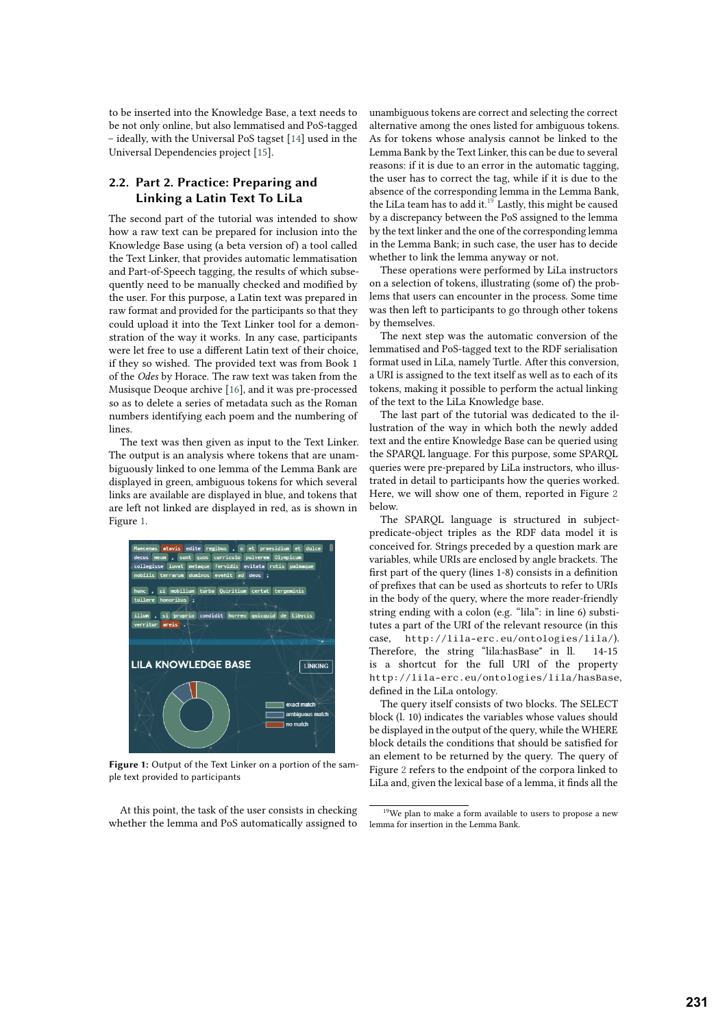to be inserted into the Knowledge Base, a text needs to be not only online, but also lemmatised and PoS-tagged – ideally, with the Universal PoS tagset [14] used in the Universal Dependencies project [15].

## 2.2. Part 2. Practice: Preparing and Linking a Latin Text To LiLa

The second part of the tutorial was intended to show how a raw text can be prepared for inclusion into the Knowledge Base using (a beta version of) a tool called the Text Linker, that provides automatic lemmatisation and Part-of-Speech tagging, the results of which subsequently need to be manually checked and modified by the user. For this purpose, a Latin text was prepared in raw format and provided for the participants so that they could upload it into the Text Linker tool for a demonstration of the way it works. In any case, participants were let free to use a different Latin text of their choice, if they so wished. The provided text was from Book 1 of the *Odes* by Horace. The raw text was taken from the Musisque Deoque archive [16], and it was pre-processed so as to delete a series of metadata such as the Roman numbers identifying each poem and the numbering of lines.

The text was then given as input to the Text Linker. The output is an analysis where tokens that are unambiguously linked to one lemma of the Lemma Bank are displayed in green, ambiguous tokens for which several links are available are displayed in blue, and tokens that are left not linked are displayed in red, as is shown in Figure 1.

**Figure 1:** Output of the Text Linker on a portion of the sample text provided to participants

At this point, the task of the user consists in checking whether the lemma and PoS automatically assigned to unambiguous tokens are correct and selecting the correct alternative among the ones listed for ambiguous tokens. As for tokens whose analysis cannot be linked to the Lemma Bank by the Text Linker, this can be due to several reasons: if it is due to an error in the automatic tagging, the user has to correct the tag, while if it is due to the absence of the corresponding lemma in the Lemma Bank, the LiLa team has to add it.[19] Lastly, this might be caused by a discrepancy between the PoS assigned to the lemma by the text linker and the one of the corresponding lemma in the Lemma Bank; in such case, the user has to decide whether to link the lemma anyway or not.

These operations were performed by LiLa instructors on a selection of tokens, illustrating (some of) the problems that users can encounter in the process. Some time was then left to participants to go through other tokens by themselves.

The next step was the automatic conversion of the lemmatised and PoS-tagged text to the RDF serialisation format used in LiLa, namely Turtle. After this conversion, a URI is assigned to the text itself as well as to each of its tokens, making it possible to perform the actual linking of the text to the LiLa Knowledge base.

The last part of the tutorial was dedicated to the illustration of the way in which both the newly added text and the entire Knowledge Base can be queried using the SPARQL language. For this purpose, some SPARQL queries were pre-prepared by LiLa instructors, who illustrated in detail to participants how the queries worked. Here, we will show one of them, reported in Figure 2 below.

The SPARQL language is structured in subject-predicate-object triples as the RDF data model it is conceived for. Strings preceded by a question mark are variables, while URIs are enclosed by angle brackets. The first part of the query (lines 1-8) consists in a definition of prefixes that can be used as shortcuts to refer to URIs in the body of the query, where the more reader-friendly string ending with a colon (e.g. "lila": in line 6) substitutes a part of the URI of the relevant resource (in this case, `http://lila-erc.eu/ontologies/lila/`). Therefore, the string "lila:hasBase" in ll. 14-15 is a shortcut for the full URI of the property `http://lila-erc.eu/ontologies/lila/hasBase`, defined in the LiLa ontology.

The query itself consists of two blocks. The SELECT block (l. 10) indicates the variables whose values should be displayed in the output of the query, while the WHERE block details the conditions that should be satisfied for an element to be returned by the query. The query of Figure 2 refers to the endpoint of the corpora linked to LiLa and, given the lexical base of a lemma, it finds all the

[19] We plan to make a form available to users to propose a new lemma for insertion in the Lemma Bank.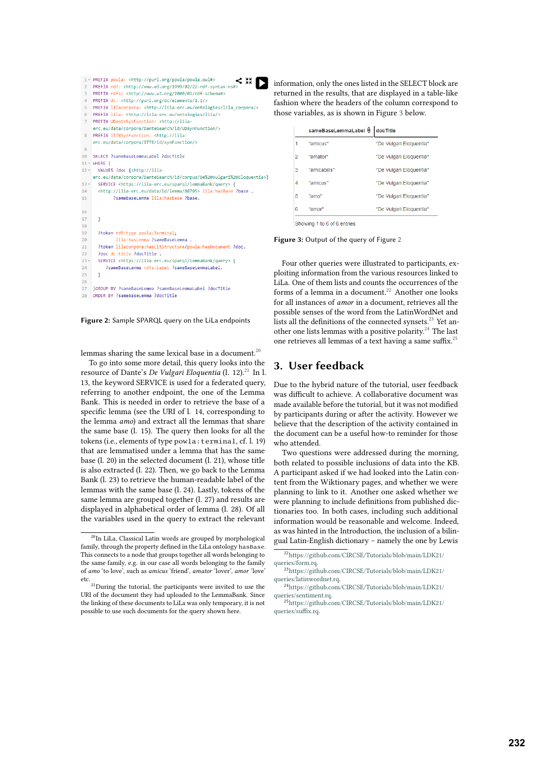```
PREFIX powla: <http://purl.org/powla/powla.owl#>
PREFIX rdf: <http://www.w3.org/1999/02/22-rdf-syntax-ns#>
PREFIX rdfs: <http://www.w3.org/2000/01/rdf-schema#>
PREFIX dc: <http://purl.org/dc/elements/1.1/>
PREFIX lilacorpora: <http://lila-erc.eu/ontologies/lila_corpora/>
PREFIX lila: <http://lila-erc.eu/ontologies/lila/>
PREFIX UDanteSynFunction: <http://lila-erc.eu/data/corpora/DanteSearch/id/UDsynFunction/>
PREFIX ITTBSynFunction: <http://lila-erc.eu/data/corpora/ITTB/id/synFunction/>

SELECT ?sameBaseLemmaLabel ?docTitle
WHERE {
  VALUES ?doc {<http://lila-erc.eu/data/corpora/DanteSearch/id/corpus/De%20Vulgari%20Eloquentia>}
  SERVICE <https://lila-erc.eu/sparql/lemmaBank/query> {
  <http://lila-erc.eu/data/id/lemma/88705> lila:hasBase ?base .
        ?sameBaseLemma lila:hasBase ?base.


  }

  ?token rdf:type powla:Terminal;
        lila:hasLemma ?sameBaseLemma .
  ?token lilacorpora:hasCitStructure/powla:hasDocument ?doc.
  ?doc dc:title ?docTitle .
  SERVICE <https://lila-erc.eu/sparql/lemmaBank/query> {
    ?sameBaseLemma rdfs:label ?sameBaseLemmaLabel.
  }

}GROUP BY ?sameBaseLemma ?sameBaseLemmaLabel ?docTitle
ORDER BY ?sameBaseLemma ?docTitle
```

**Figure 2:** Sample SPARQL query on the LiLa endpoints

lemmas sharing the same lexical base in a document.[20]

To go into some more detail, this query looks into the resource of Dante's *De Vulgari Eloquentia* (l. 12).[21] In l. 13, the keyword SERVICE is used for a federated query, referring to another endpoint, the one of the Lemma Bank. This is needed in order to retrieve the base of a specific lemma (see the URI of l. 14, corresponding to the lemma *amo*) and extract all the lemmas that share the same base (l. 15). The query then looks for all the tokens (i.e., elements of type `powla:terminal`, cf. l. 19) that are lemmatised under a lemma that has the same base (l. 20) in the selected document (l. 21), whose title is also extracted (l. 22). Then, we go back to the Lemma Bank (l. 23) to retrieve the human-readable label of the lemmas with the same base (l. 24). Lastly, tokens of the same lemma are grouped together (l. 27) and results are displayed in alphabetical order of lemma (l. 28). Of all the variables used in the query to extract the relevant information, only the ones listed in the SELECT block are returned in the results, that are displayed in a table-like fashion where the headers of the column correspond to those variables, as is shown in Figure 3 below.

| | sameBaseLemmaLabel | docTitle |
|---|---|---|
| 1 | "amicus" | "De Vulgari Eloquentia" |
| 2 | "amator" | "De Vulgari Eloquentia" |
| 3 | "amicabilis" | "De Vulgari Eloquentia" |
| 4 | "amicus" | "De Vulgari Eloquentia" |
| 5 | "amo" | "De Vulgari Eloquentia" |
| 6 | "amor" | "De Vulgari Eloquentia" |

Showing 1 to 6 of 6 entries

**Figure 3:** Output of the query of Figure 2

Four other queries were illustrated to participants, exploiting information from the various resources linked to LiLa. One of them lists and counts the occurrences of the forms of a lemma in a document.[22] Another one looks for all instances of *amor* in a document, retrieves all the possible senses of the word from the LatinWordNet and lists all the definitions of the connected synsets.[23] Yet another one lists lemmas with a positive polarity.[24] The last one retrieves all lemmas of a text having a same suffix.[25]

## 3. User feedback

Due to the hybrid nature of the tutorial, user feedback was difficult to achieve. A collaborative document was made available before the tutorial, but it was not modified by participants during or after the activity. However we believe that the description of the activity contained in the document can be a useful how-to reminder for those who attended.

Two questions were addressed during the morning, both related to possible inclusions of data into the KB. A participant asked if we had looked into the Latin content from the Wiktionary pages, and whether we were planning to link to it. Another one asked whether we were planning to include definitions from published dictionaries too. In both cases, including such additional information would be reasonable and welcome. Indeed, as was hinted in the Introduction, the inclusion of a bilingual Latin-English dictionary – namely the one by Lewis

[20] In LiLa, Classical Latin words are grouped by morphological family, through the property defined in the LiLa ontology `hasBase`. This connects to a node that groups together all words belonging to the same family, e.g. in our case all words belonging to the family of *amo* 'to love', such as *amicus* 'friend', *amator* 'lover', *amor* 'love' etc.

[21] During the tutorial, the participants were invited to use the URI of the document they had uploaded to the LemmaBank. Since the linking of these documents to LiLa was only temporary, it is not possible to use such documents for the query shown here.

[22] https://github.com/CIRCSE/Tutorials/blob/main/LDK21/queries/form.rq.

[23] https://github.com/CIRCSE/Tutorials/blob/main/LDK21/queries/latinwordnet.rq.

[24] https://github.com/CIRCSE/Tutorials/blob/main/LDK21/queries/sentiment.rq.

[25] https://github.com/CIRCSE/Tutorials/blob/main/LDK21/queries/suffix.rq.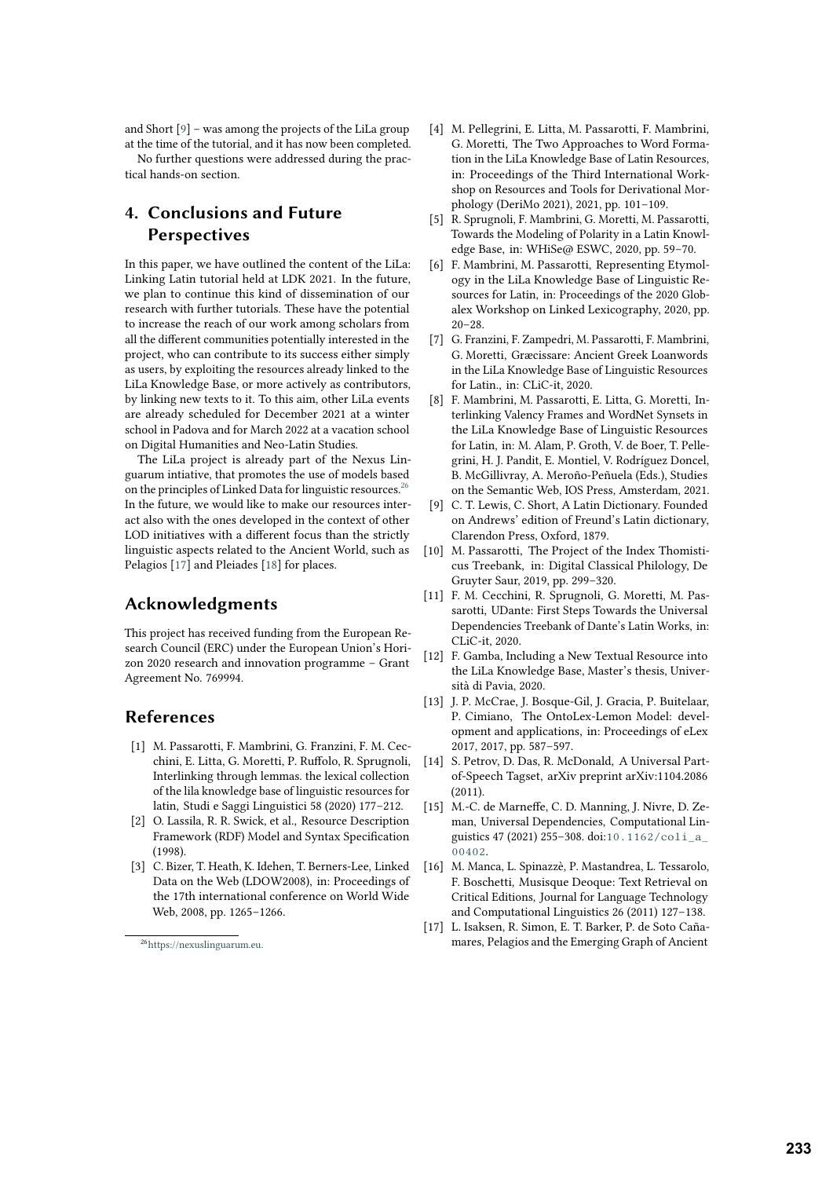and Short [9] – was among the projects of the LiLa group at the time of the tutorial, and it has now been completed.

No further questions were addressed during the practical hands-on section.

## 4. Conclusions and Future Perspectives

In this paper, we have outlined the content of the LiLa: Linking Latin tutorial held at LDK 2021. In the future, we plan to continue this kind of dissemination of our research with further tutorials. These have the potential to increase the reach of our work among scholars from all the different communities potentially interested in the project, who can contribute to its success either simply as users, by exploiting the resources already linked to the LiLa Knowledge Base, or more actively as contributors, by linking new texts to it. To this aim, other LiLa events are already scheduled for December 2021 at a winter school in Padova and for March 2022 at a vacation school on Digital Humanities and Neo-Latin Studies.

The LiLa project is already part of the Nexus Linguarum intiative, that promotes the use of models based on the principles of Linked Data for linguistic resources.[26] In the future, we would like to make our resources interact also with the ones developed in the context of other LOD initiatives with a different focus than the strictly linguistic aspects related to the Ancient World, such as Pelagios [17] and Pleiades [18] for places.

## Acknowledgments

This project has received funding from the European Research Council (ERC) under the European Union's Horizon 2020 research and innovation programme – Grant Agreement No. 769994.

## References

[1] M. Passarotti, F. Mambrini, G. Franzini, F. M. Cecchini, E. Litta, G. Moretti, P. Ruffolo, R. Sprugnoli, Interlinking through lemmas. the lexical collection of the lila knowledge base of linguistic resources for latin, Studi e Saggi Linguistici 58 (2020) 177–212.

[2] O. Lassila, R. R. Swick, et al., Resource Description Framework (RDF) Model and Syntax Specification (1998).

[3] C. Bizer, T. Heath, K. Idehen, T. Berners-Lee, Linked Data on the Web (LDOW2008), in: Proceedings of the 17th international conference on World Wide Web, 2008, pp. 1265–1266.

[4] M. Pellegrini, E. Litta, M. Passarotti, F. Mambrini, G. Moretti, The Two Approaches to Word Formation in the LiLa Knowledge Base of Latin Resources, in: Proceedings of the Third International Workshop on Resources and Tools for Derivational Morphology (DeriMo 2021), 2021, pp. 101–109.

[5] R. Sprugnoli, F. Mambrini, G. Moretti, M. Passarotti, Towards the Modeling of Polarity in a Latin Knowledge Base, in: WHiSe@ ESWC, 2020, pp. 59–70.

[6] F. Mambrini, M. Passarotti, Representing Etymology in the LiLa Knowledge Base of Linguistic Resources for Latin, in: Proceedings of the 2020 Globalex Workshop on Linked Lexicography, 2020, pp. 20–28.

[7] G. Franzini, F. Zampedri, M. Passarotti, F. Mambrini, G. Moretti, Græcissare: Ancient Greek Loanwords in the LiLa Knowledge Base of Linguistic Resources for Latin., in: CLiC-it, 2020.

[8] F. Mambrini, M. Passarotti, E. Litta, G. Moretti, Interlinking Valency Frames and WordNet Synsets in the LiLa Knowledge Base of Linguistic Resources for Latin, in: M. Alam, P. Groth, V. de Boer, T. Pellegrini, H. J. Pandit, E. Montiel, V. Rodríguez Doncel, B. McGillivray, A. Meroño-Peñuela (Eds.), Studies on the Semantic Web, IOS Press, Amsterdam, 2021.

[9] C. T. Lewis, C. Short, A Latin Dictionary. Founded on Andrews' edition of Freund's Latin dictionary, Clarendon Press, Oxford, 1879.

[10] M. Passarotti, The Project of the Index Thomisticus Treebank, in: Digital Classical Philology, De Gruyter Saur, 2019, pp. 299–320.

[11] F. M. Cecchini, R. Sprugnoli, G. Moretti, M. Passarotti, UDante: First Steps Towards the Universal Dependencies Treebank of Dante's Latin Works, in: CLiC-it, 2020.

[12] F. Gamba, Including a New Textual Resource into the LiLa Knowledge Base, Master's thesis, Università di Pavia, 2020.

[13] J. P. McCrae, J. Bosque-Gil, J. Gracia, P. Buitelaar, P. Cimiano, The OntoLex-Lemon Model: development and applications, in: Proceedings of eLex 2017, 2017, pp. 587–597.

[14] S. Petrov, D. Das, R. McDonald, A Universal Part-of-Speech Tagset, arXiv preprint arXiv:1104.2086 (2011).

[15] M.-C. de Marneffe, C. D. Manning, J. Nivre, D. Zeman, Universal Dependencies, Computational Linguistics 47 (2021) 255–308. doi:10.1162/coli_a_00402.

[16] M. Manca, L. Spinazzè, P. Mastandrea, L. Tessarolo, F. Boschetti, Musisque Deoque: Text Retrieval on Critical Editions, Journal for Language Technology and Computational Linguistics 26 (2011) 127–138.

[17] L. Isaksen, R. Simon, E. T. Barker, P. de Soto Cañamares, Pelagios and the Emerging Graph of Ancient

[26] https://nexuslinguarum.eu.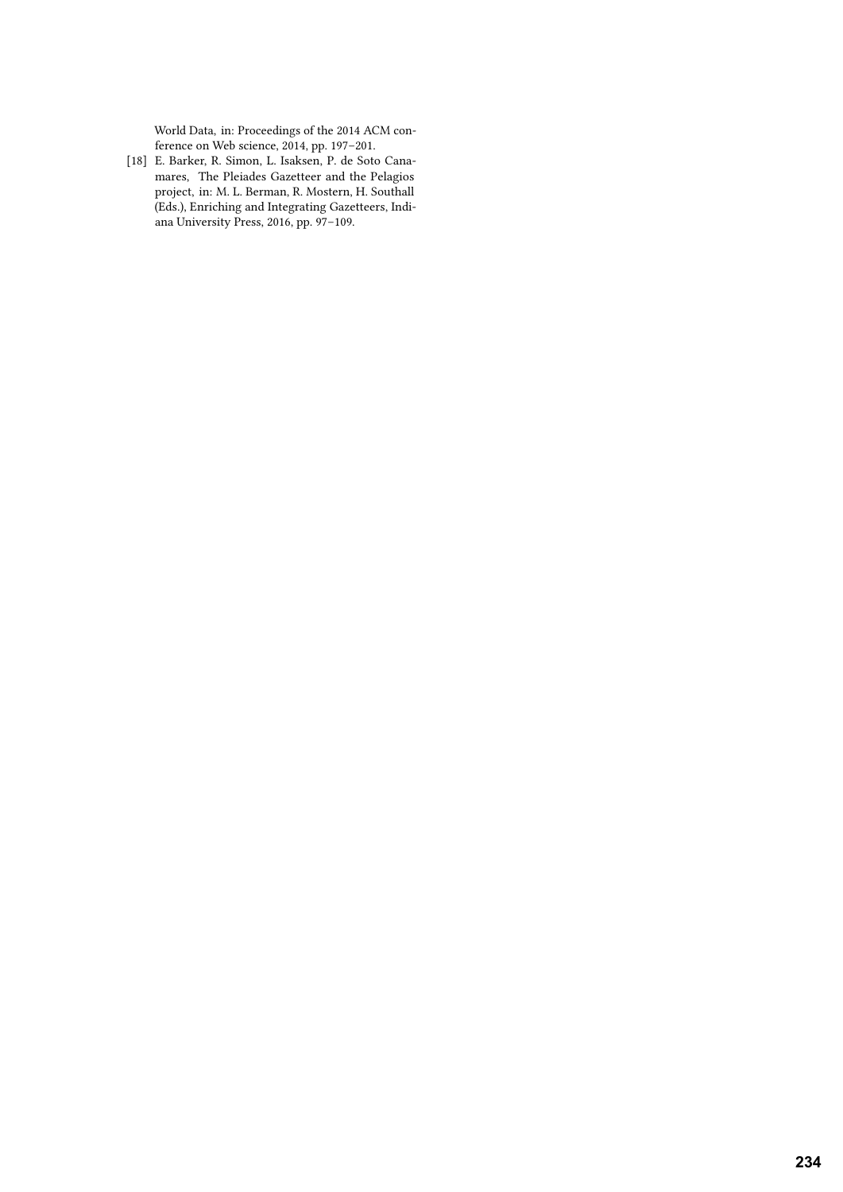World Data, in: Proceedings of the 2014 ACM conference on Web science, 2014, pp. 197–201.

[18] E. Barker, R. Simon, L. Isaksen, P. de Soto Canamares, The Pleiades Gazetteer and the Pelagios project, in: M. L. Berman, R. Mostern, H. Southall (Eds.), Enriching and Integrating Gazetteers, Indiana University Press, 2016, pp. 97–109.